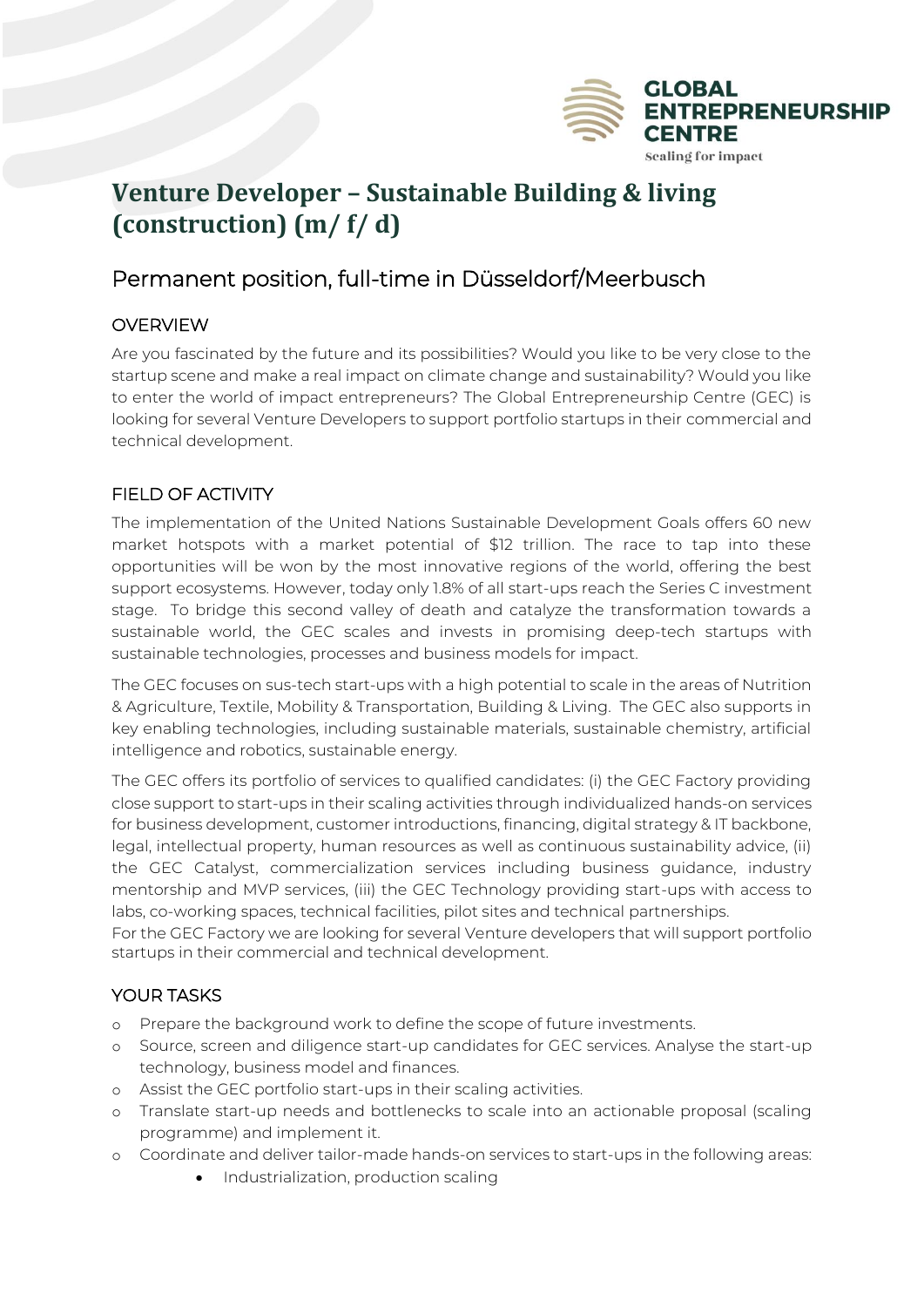GLOBAL ENTREPRENEURSHIP CENTRE

Scaling for impact

# Venture Developer – Sustainable Building & living (construction) (m/ f/ d)

## Permanent position, full-time in Düsseldorf/Meerbusch

### OVERVIEW

Are you fascinated by the future and its possibilities? Would you like to be very close to the startup scene and make a real impact on climate change and sustainability? Would you like to enter the world of impact entrepreneurs? The Global Entrepreneurship Centre (GEC) is looking for several Venture Developers to support portfolio startups in their commercial and technical development.

### FIELD OF ACTIVITY

The implementation of the United Nations Sustainable Development Goals offers 60 new market hotspots with a market potential of $12 trillion. The race to tap into these opportunities will be won by the most innovative regions of the world, offering the best support ecosystems. However, today only 1.8% of all start-ups reach the Series C investment stage. To bridge this second valley of death and catalyze the transformation towards a sustainable world, the GEC scales and invests in promising deep-tech startups with sustainable technologies, processes and business models for impact.

The GEC focuses on sus-tech start-ups with a high potential to scale in the areas of Nutrition & Agriculture, Textile, Mobility & Transportation, Building & Living. The GEC also supports in key enabling technologies, including sustainable materials, sustainable chemistry, artificial intelligence and robotics, sustainable energy.

The GEC offers its portfolio of services to qualified candidates: (i) the GEC Factory providing close support to start-ups in their scaling activities through individualized hands-on services for business development, customer introductions, financing, digital strategy & IT backbone, legal, intellectual property, human resources as well as continuous sustainability advice, (ii) the GEC Catalyst, commercialization services including business guidance, industry mentorship and MVP services, (iii) the GEC Technology providing start-ups with access to labs, co-working spaces, technical facilities, pilot sites and technical partnerships.
For the GEC Factory we are looking for several Venture developers that will support portfolio startups in their commercial and technical development.

### YOUR TASKS

- Prepare the background work to define the scope of future investments.
- Source, screen and diligence start-up candidates for GEC services. Analyse the start-up technology, business model and finances.
- Assist the GEC portfolio start-ups in their scaling activities.
- Translate start-up needs and bottlenecks to scale into an actionable proposal (scaling programme) and implement it.
- Coordinate and deliver tailor-made hands-on services to start-ups in the following areas:
  - Industrialization, production scaling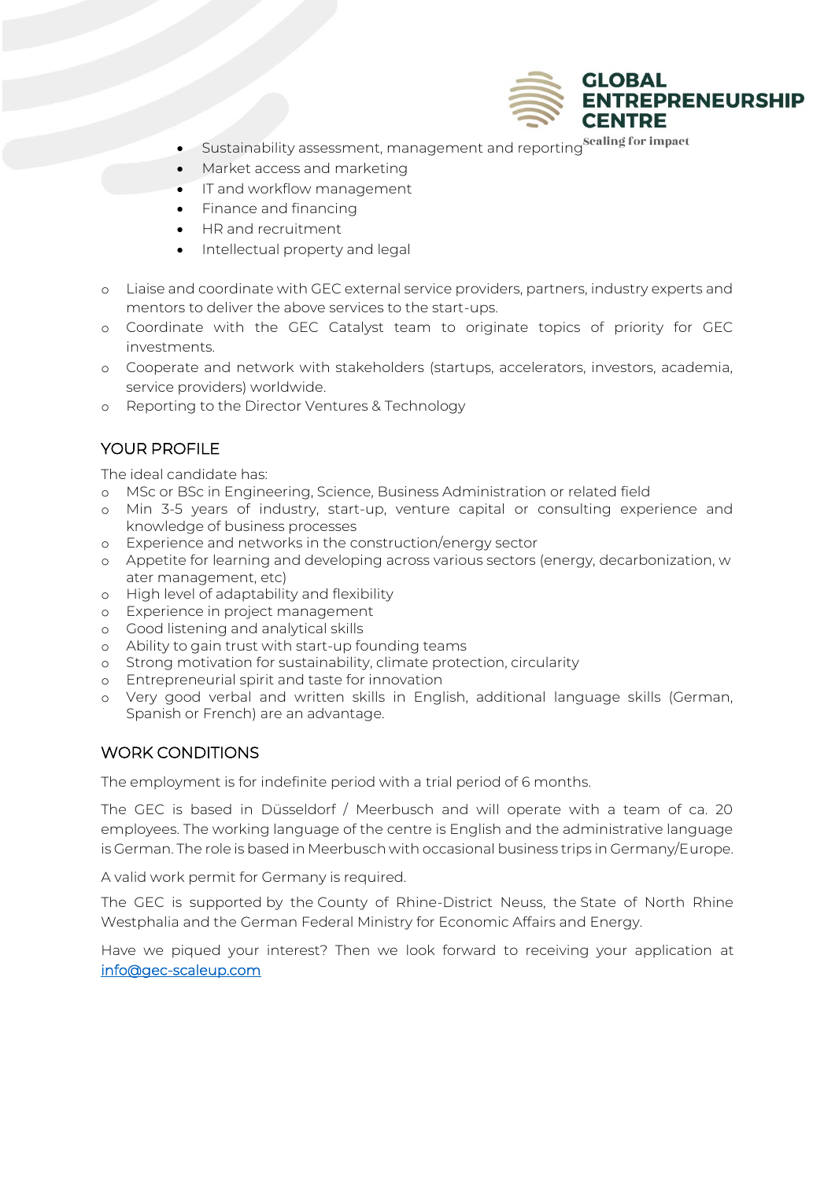- Sustainability assessment, management and reporting
- Market access and marketing
- IT and workflow management
- Finance and financing
- HR and recruitment
- Intellectual property and legal

- Liaise and coordinate with GEC external service providers, partners, industry experts and mentors to deliver the above services to the start-ups.
- Coordinate with the GEC Catalyst team to originate topics of priority for GEC investments.
- Cooperate and network with stakeholders (startups, accelerators, investors, academia, service providers) worldwide.
- Reporting to the Director Ventures & Technology

## YOUR PROFILE

The ideal candidate has:

- MSc or BSc in Engineering, Science, Business Administration or related field
- Min 3-5 years of industry, start-up, venture capital or consulting experience and knowledge of business processes
- Experience and networks in the construction/energy sector
- Appetite for learning and developing across various sectors (energy, decarbonization, water management, etc)
- High level of adaptability and flexibility
- Experience in project management
- Good listening and analytical skills
- Ability to gain trust with start-up founding teams
- Strong motivation for sustainability, climate protection, circularity
- Entrepreneurial spirit and taste for innovation
- Very good verbal and written skills in English, additional language skills (German, Spanish or French) are an advantage.

## WORK CONDITIONS

The employment is for indefinite period with a trial period of 6 months.

The GEC is based in Düsseldorf / Meerbusch and will operate with a team of ca. 20 employees. The working language of the centre is English and the administrative language is German. The role is based in Meerbusch with occasional business trips in Germany/Europe.

A valid work permit for Germany is required.

The GEC is supported by the County of Rhine-District Neuss, the State of North Rhine Westphalia and the German Federal Ministry for Economic Affairs and Energy.

Have we piqued your interest? Then we look forward to receiving your application at info@gec-scaleup.com